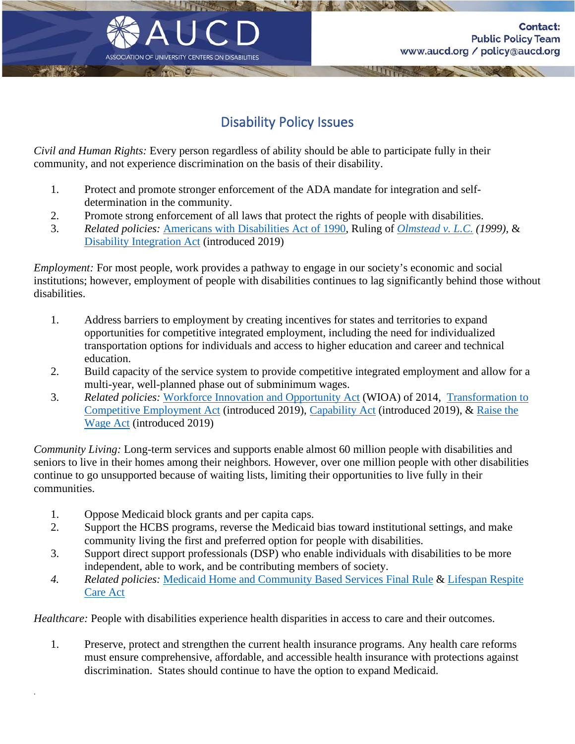AUCD

ASSOCIATION OF UNIVERSITY CENTERS ON DISABILITIES

**Contact:**
**Public Policy Team**
**www.aucd.org / policy@aucd.org**

# Disability Policy Issues

*Civil and Human Rights:* Every person regardless of ability should be able to participate fully in their community, and not experience discrimination on the basis of their disability.

1. Protect and promote stronger enforcement of the ADA mandate for integration and self-determination in the community.
2. Promote strong enforcement of all laws that protect the rights of people with disabilities.
3. *Related policies:* Americans with Disabilities Act of 1990, Ruling of *Olmstead v. L.C.* *(1999)*, & Disability Integration Act (introduced 2019)

*Employment:* For most people, work provides a pathway to engage in our society's economic and social institutions; however, employment of people with disabilities continues to lag significantly behind those without disabilities.

1. Address barriers to employment by creating incentives for states and territories to expand opportunities for competitive integrated employment, including the need for individualized transportation options for individuals and access to higher education and career and technical education.
2. Build capacity of the service system to provide competitive integrated employment and allow for a multi-year, well-planned phase out of subminimum wages.
3. *Related policies:* Workforce Innovation and Opportunity Act (WIOA) of 2014, Transformation to Competitive Employment Act (introduced 2019), Capability Act (introduced 2019), & Raise the Wage Act (introduced 2019)

*Community Living:* Long-term services and supports enable almost 60 million people with disabilities and seniors to live in their homes among their neighbors. However, over one million people with other disabilities continue to go unsupported because of waiting lists, limiting their opportunities to live fully in their communities.

1. Oppose Medicaid block grants and per capita caps.
2. Support the HCBS programs, reverse the Medicaid bias toward institutional settings, and make community living the first and preferred option for people with disabilities.
3. Support direct support professionals (DSP) who enable individuals with disabilities to be more independent, able to work, and be contributing members of society.
4. *Related policies:* Medicaid Home and Community Based Services Final Rule & Lifespan Respite Care Act

*Healthcare:* People with disabilities experience health disparities in access to care and their outcomes.

1. Preserve, protect and strengthen the current health insurance programs. Any health care reforms must ensure comprehensive, affordable, and accessible health insurance with protections against discrimination. States should continue to have the option to expand Medicaid.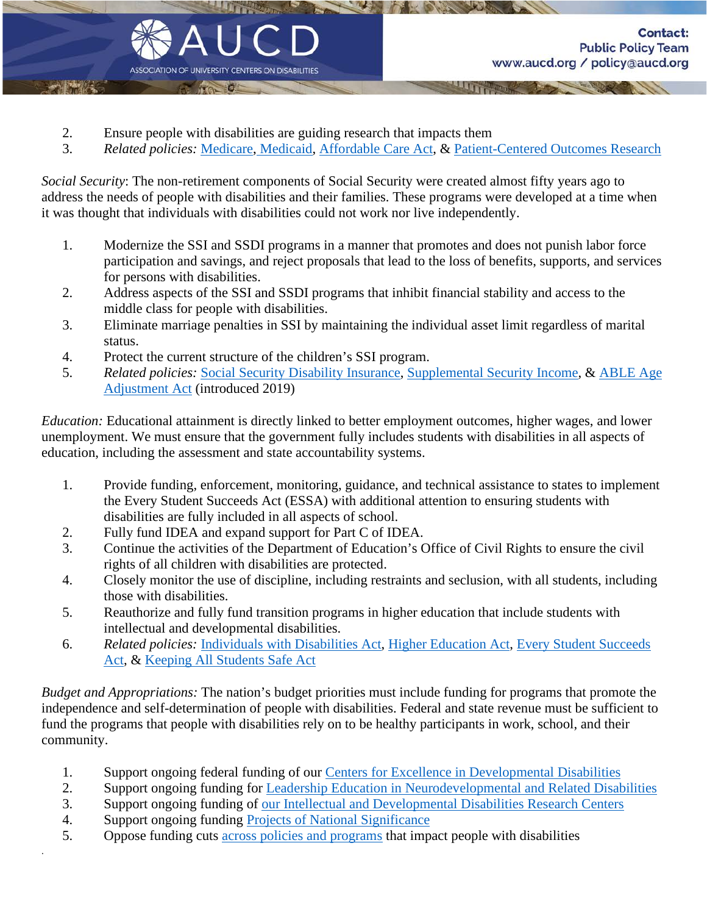2. Ensure people with disabilities are guiding research that impacts them
3. *Related policies:* Medicare, Medicaid, Affordable Care Act, & Patient-Centered Outcomes Research

*Social Security*: The non-retirement components of Social Security were created almost fifty years ago to address the needs of people with disabilities and their families. These programs were developed at a time when it was thought that individuals with disabilities could not work nor live independently.

1. Modernize the SSI and SSDI programs in a manner that promotes and does not punish labor force participation and savings, and reject proposals that lead to the loss of benefits, supports, and services for persons with disabilities.
2. Address aspects of the SSI and SSDI programs that inhibit financial stability and access to the middle class for people with disabilities.
3. Eliminate marriage penalties in SSI by maintaining the individual asset limit regardless of marital status.
4. Protect the current structure of the children's SSI program.
5. *Related policies:* Social Security Disability Insurance, Supplemental Security Income, & ABLE Age Adjustment Act (introduced 2019)

*Education:* Educational attainment is directly linked to better employment outcomes, higher wages, and lower unemployment. We must ensure that the government fully includes students with disabilities in all aspects of education, including the assessment and state accountability systems.

1. Provide funding, enforcement, monitoring, guidance, and technical assistance to states to implement the Every Student Succeeds Act (ESSA) with additional attention to ensuring students with disabilities are fully included in all aspects of school.
2. Fully fund IDEA and expand support for Part C of IDEA.
3. Continue the activities of the Department of Education's Office of Civil Rights to ensure the civil rights of all children with disabilities are protected.
4. Closely monitor the use of discipline, including restraints and seclusion, with all students, including those with disabilities.
5. Reauthorize and fully fund transition programs in higher education that include students with intellectual and developmental disabilities.
6. *Related policies:* Individuals with Disabilities Act, Higher Education Act, Every Student Succeeds Act, & Keeping All Students Safe Act

*Budget and Appropriations:* The nation's budget priorities must include funding for programs that promote the independence and self-determination of people with disabilities. Federal and state revenue must be sufficient to fund the programs that people with disabilities rely on to be healthy participants in work, school, and their community.

1. Support ongoing federal funding of our Centers for Excellence in Developmental Disabilities
2. Support ongoing funding for Leadership Education in Neurodevelopmental and Related Disabilities
3. Support ongoing funding of our Intellectual and Developmental Disabilities Research Centers
4. Support ongoing funding Projects of National Significance
5. Oppose funding cuts across policies and programs that impact people with disabilities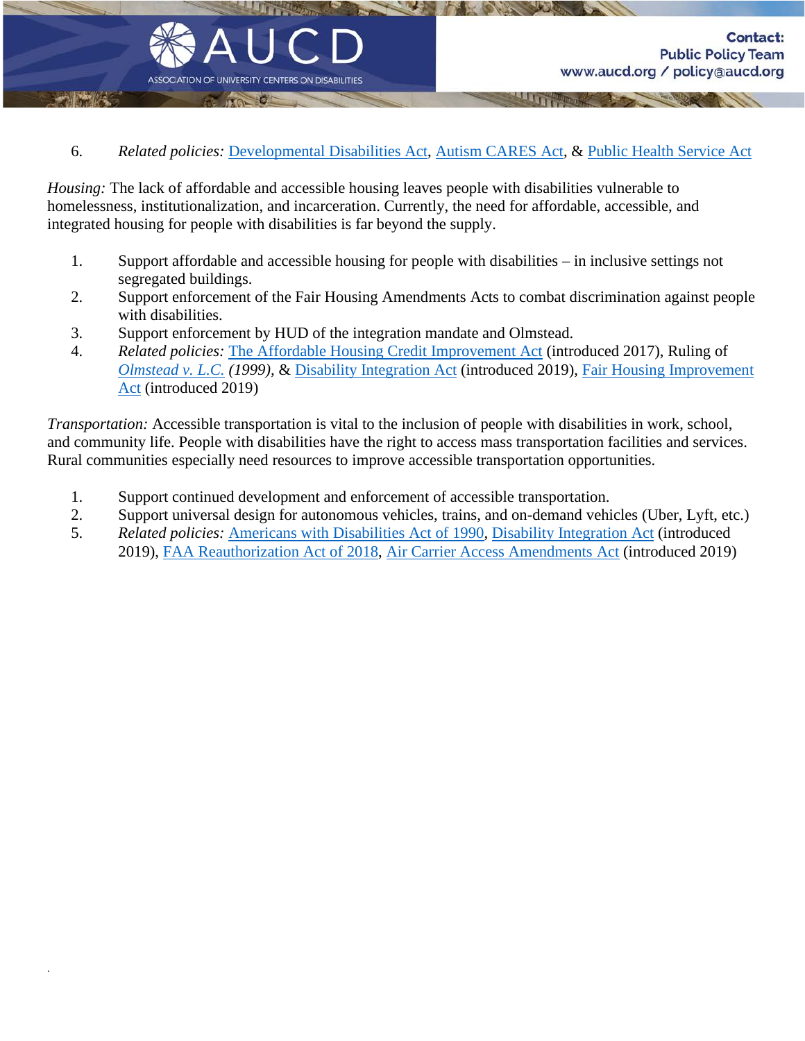6. *Related policies:* Developmental Disabilities Act, Autism CARES Act, & Public Health Service Act

*Housing:* The lack of affordable and accessible housing leaves people with disabilities vulnerable to homelessness, institutionalization, and incarceration. Currently, the need for affordable, accessible, and integrated housing for people with disabilities is far beyond the supply.

1. Support affordable and accessible housing for people with disabilities – in inclusive settings not segregated buildings.
2. Support enforcement of the Fair Housing Amendments Acts to combat discrimination against people with disabilities.
3. Support enforcement by HUD of the integration mandate and Olmstead.
4. *Related policies:* The Affordable Housing Credit Improvement Act (introduced 2017), Ruling of *Olmstead v. L.C. (1999)*, & Disability Integration Act (introduced 2019), Fair Housing Improvement Act (introduced 2019)

*Transportation:* Accessible transportation is vital to the inclusion of people with disabilities in work, school, and community life. People with disabilities have the right to access mass transportation facilities and services. Rural communities especially need resources to improve accessible transportation opportunities.

1. Support continued development and enforcement of accessible transportation.
2. Support universal design for autonomous vehicles, trains, and on-demand vehicles (Uber, Lyft, etc.)

5. *Related policies:* Americans with Disabilities Act of 1990, Disability Integration Act (introduced 2019), FAA Reauthorization Act of 2018, Air Carrier Access Amendments Act (introduced 2019)